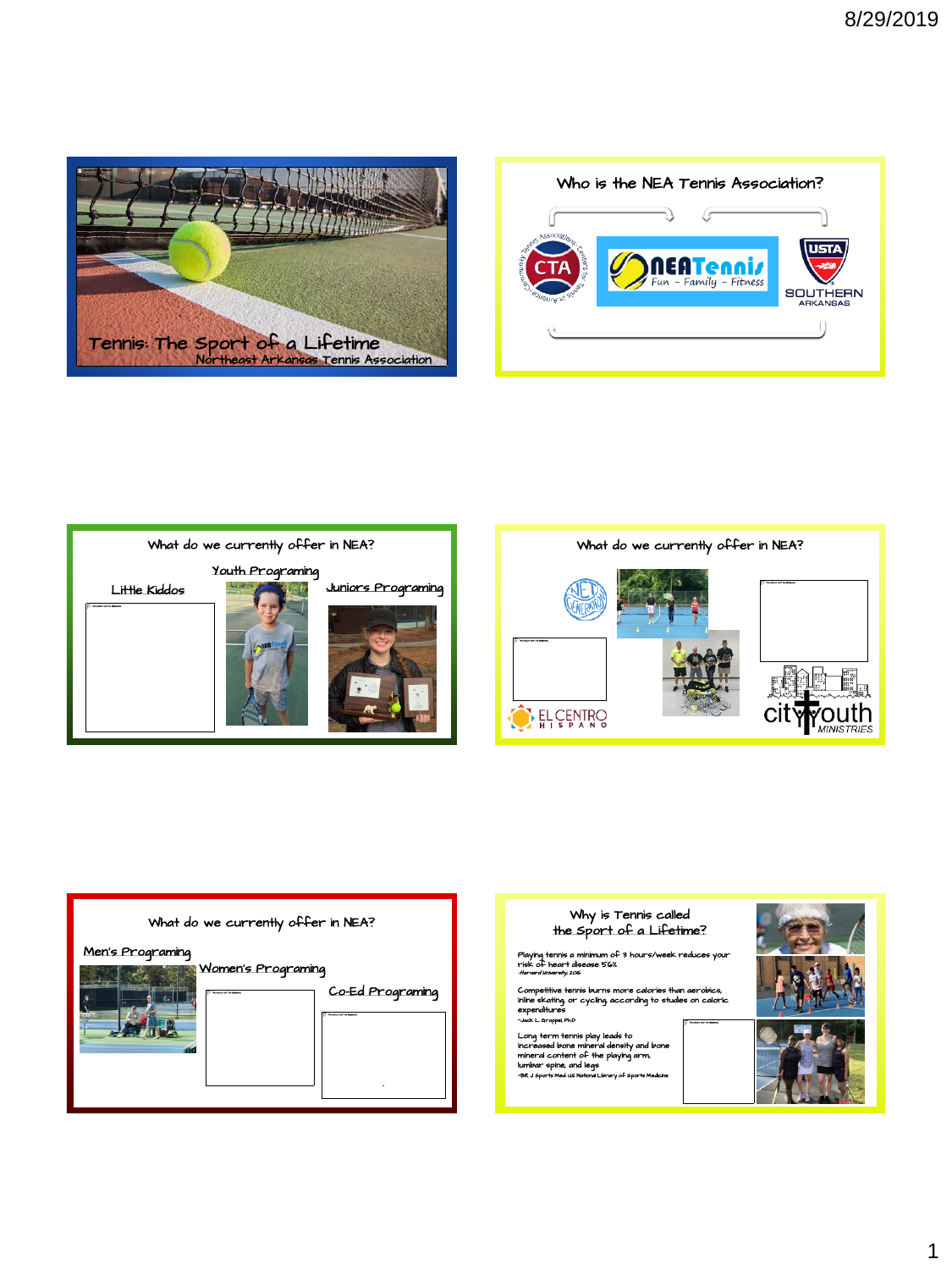Tennis: The Sport of a Lifetime

Northeast Arkansas Tennis Association

## Who is the NEA Tennis Association?

CTA – Community Tennis Associations Centers for Tennis in America

NEATennis – Fun – Family – Fitness

USTA SOUTHERN ARKANSAS

## What do we currently offer in NEA?

Youth Programing

Little Kiddos

Juniors Programing

## What do we currently offer in NEA?

NET GENERATION

EL CENTRO HISPANO

city youth MINISTRIES

## What do we currently offer in NEA?

Men's Programing

Women's Programing

Co-Ed Programing

## Why is Tennis called the Sport of a Lifetime?

Playing tennis a minimum of 3 hours/week reduces your risk of heart disease 56%
*-Harvard University, 2016*

Competitive tennis burns more calories than aerobics, inline skating, or cycling according to studies on caloric expenditures
-Jack L. Groppel PhD

Long term tennis play leads to increased bone mineral density and bone mineral content of the playing arm, lumbar spine, and legs
-BR J Sports Med US National Library of Sports Medicine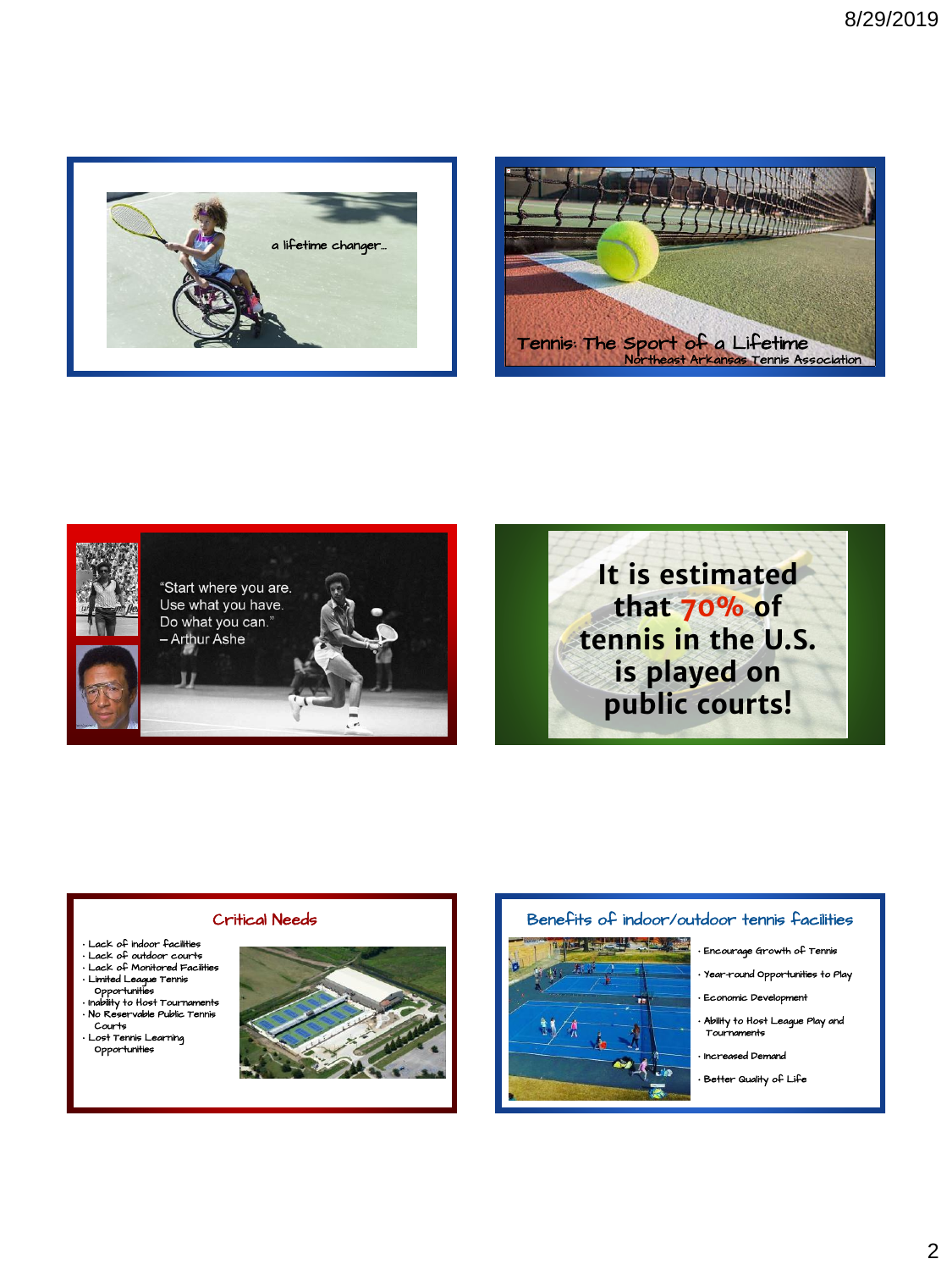a lifetime changer…

Tennis: The Sport of a Lifetime

Northeast Arkansas Tennis Association

"Start where you are. Use what you have. Do what you can."
– Arthur Ashe

It is estimated that 70% of tennis in the U.S. is played on public courts!

## Critical Needs

- Lack of indoor facilities
- Lack of outdoor courts
- Lack of Monitored Facilities
- Limited League Tennis Opportunities
- Inability to Host Tournaments
- No Reservable Public Tennis Courts
- Lost Tennis Learning Opportunities

## Benefits of indoor/outdoor tennis facilities

- Encourage Growth of Tennis
- Year-round Opportunities to Play
- Economic Development
- Ability to Host League Play and Tournaments
- Increased Demand
- Better Quality of Life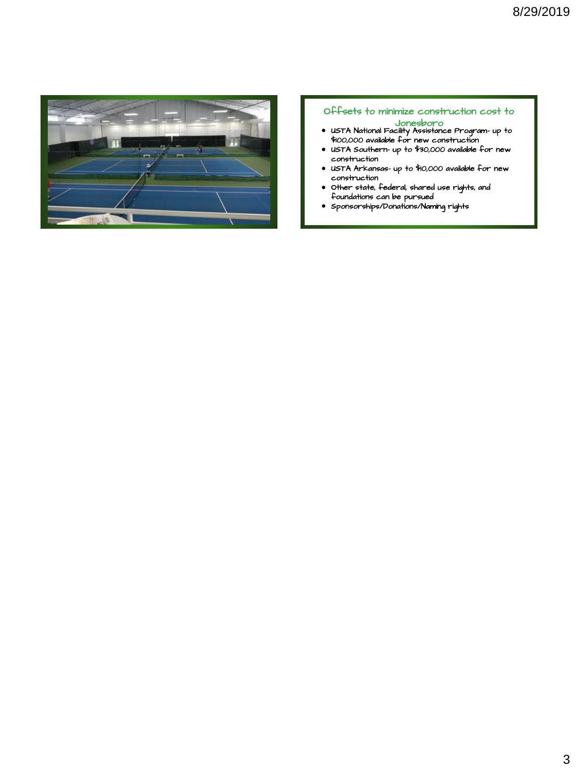## Offsets to minimize construction cost to Jonesboro

- USTA National Facility Assistance Program- up to $100,000 available for new construction
- USTA Southern- up to $30,000 available for new construction
- USTA Arkansas- up to $10,000 available for new construction
- Other state, federal, shared use rights, and foundations can be pursued
- Sponsorships/Donations/Naming rights